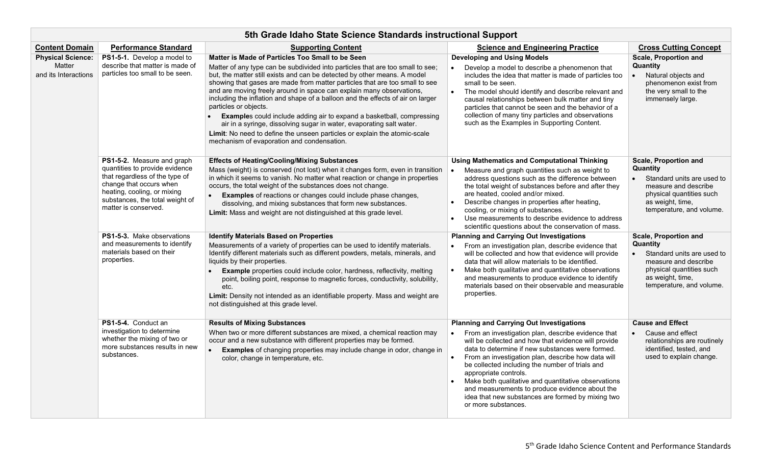# 5th Grade Idaho State Science Standards instructional Support

| Content Domain | Performance Standard | Supporting Content | Science and Engineering Practice | Cross Cutting Concept |
|---|---|---|---|---|
| **Physical Science:** Matter and its Interactions | **PS1-5-1.** Develop a model to describe that matter is made of particles too small to be seen. | **Matter is Made of Particles Too Small to be Seen**<br>Matter of any type can be subdivided into particles that are too small to see; but, the matter still exists and can be detected by other means. A model showing that gases are made from matter particles that are too small to see and are moving freely around in space can explain many observations, including the inflation and shape of a balloon and the effects of air on larger particles or objects.<br>• **Example**s could include adding air to expand a basketball, compressing air in a syringe, dissolving sugar in water, evaporating salt water.<br>**Limit**: No need to define the unseen particles or explain the atomic-scale mechanism of evaporation and condensation. | **Developing and Using Models**<br>• Develop a model to describe a phenomenon that includes the idea that matter is made of particles too small to be seen.<br>• The model should identify and describe relevant and causal relationships between bulk matter and tiny particles that cannot be seen and the behavior of a collection of many tiny particles and observations such as the Examples in Supporting Content. | **Scale, Proportion and Quantity**<br>• Natural objects and phenomenon exist from the very small to the immensely large. |
| | **PS1-5-2.** Measure and graph quantities to provide evidence that regardless of the type of change that occurs when heating, cooling, or mixing substances, the total weight of matter is conserved. | **Effects of Heating/Cooling/Mixing Substances**<br>Mass (weight) is conserved (not lost) when it changes form, even in transition in which it seems to vanish. No matter what reaction or change in properties occurs, the total weight of the substances does not change.<br>• **Examples** of reactions or changes could include phase changes, dissolving, and mixing substances that form new substances.<br>**Limit:** Mass and weight are not distinguished at this grade level. | **Using Mathematics and Computational Thinking**<br>• Measure and graph quantities such as weight to address questions such as the difference between the total weight of substances before and after they are heated, cooled and/or mixed.<br>• Describe changes in properties after heating, cooling, or mixing of substances.<br>• Use measurements to describe evidence to address scientific questions about the conservation of mass. | **Scale, Proportion and Quantity**<br>• Standard units are used to measure and describe physical quantities such as weight, time, temperature, and volume. |
| | **PS1-5-3.** Make observations and measurements to identify materials based on their properties. | **Identify Materials Based on Properties**<br>Measurements of a variety of properties can be used to identify materials. Identify different materials such as different powders, metals, minerals, and liquids by their properties.<br>• **Example** properties could include color, hardness, reflectivity, melting point, boiling point, response to magnetic forces, conductivity, solubility, etc.<br>**Limit:** Density not intended as an identifiable property. Mass and weight are not distinguished at this grade level. | **Planning and Carrying Out Investigations**<br>• From an investigation plan, describe evidence that will be collected and how that evidence will provide data that will allow materials to be identified.<br>• Make both qualitative and quantitative observations and measurements to produce evidence to identify materials based on their observable and measurable properties. | **Scale, Proportion and Quantity**<br>• Standard units are used to measure and describe physical quantities such as weight, time, temperature, and volume. |
| | **PS1-5-4.** Conduct an investigation to determine whether the mixing of two or more substances results in new substances. | **Results of Mixing Substances**<br>When two or more different substances are mixed, a chemical reaction may occur and a new substance with different properties may be formed.<br>• **Examples** of changing properties may include change in odor, change in color, change in temperature, etc. | **Planning and Carrying Out Investigations**<br>• From an investigation plan, describe evidence that will be collected and how that evidence will provide data to determine if new substances were formed.<br>• From an investigation plan, describe how data will be collected including the number of trials and appropriate controls.<br>• Make both qualitative and quantitative observations and measurements to produce evidence about the idea that new substances are formed by mixing two or more substances. | **Cause and Effect**<br>• Cause and effect relationships are routinely identified, tested, and used to explain change. |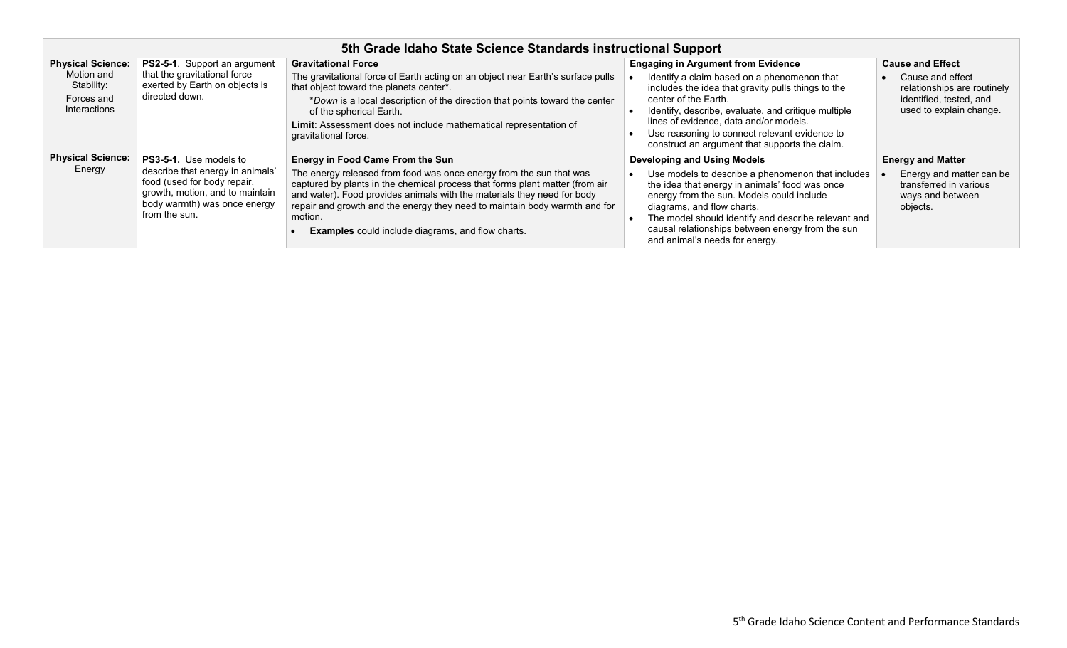| 5th Grade Idaho State Science Standards instructional Support | | | | |
|---|---|---|---|---|
| **Physical Science:** Motion and Stability: Forces and Interactions | **PS2-5-1**. Support an argument that the gravitational force exerted by Earth on objects is directed down. | **Gravitational Force**<br>The gravitational force of Earth acting on an object near Earth's surface pulls that object toward the planets center*.<br>**Down* is a local description of the direction that points toward the center of the spherical Earth.<br>**Limit**: Assessment does not include mathematical representation of gravitational force. | **Engaging in Argument from Evidence**<br>• Identify a claim based on a phenomenon that includes the idea that gravity pulls things to the center of the Earth.<br>• Identify, describe, evaluate, and critique multiple lines of evidence, data and/or models.<br>• Use reasoning to connect relevant evidence to construct an argument that supports the claim. | **Cause and Effect**<br>• Cause and effect relationships are routinely identified, tested, and used to explain change. |
| **Physical Science:** Energy | **PS3-5-1.** Use models to describe that energy in animals' food (used for body repair, growth, motion, and to maintain body warmth) was once energy from the sun. | **Energy in Food Came From the Sun**<br>The energy released from food was once energy from the sun that was captured by plants in the chemical process that forms plant matter (from air and water). Food provides animals with the materials they need for body repair and growth and the energy they need to maintain body warmth and for motion.<br>• **Examples** could include diagrams, and flow charts. | **Developing and Using Models**<br>• Use models to describe a phenomenon that includes the idea that energy in animals' food was once energy from the sun. Models could include diagrams, and flow charts.<br>• The model should identify and describe relevant and causal relationships between energy from the sun and animal's needs for energy. | **Energy and Matter**<br>• Energy and matter can be transferred in various ways and between objects. |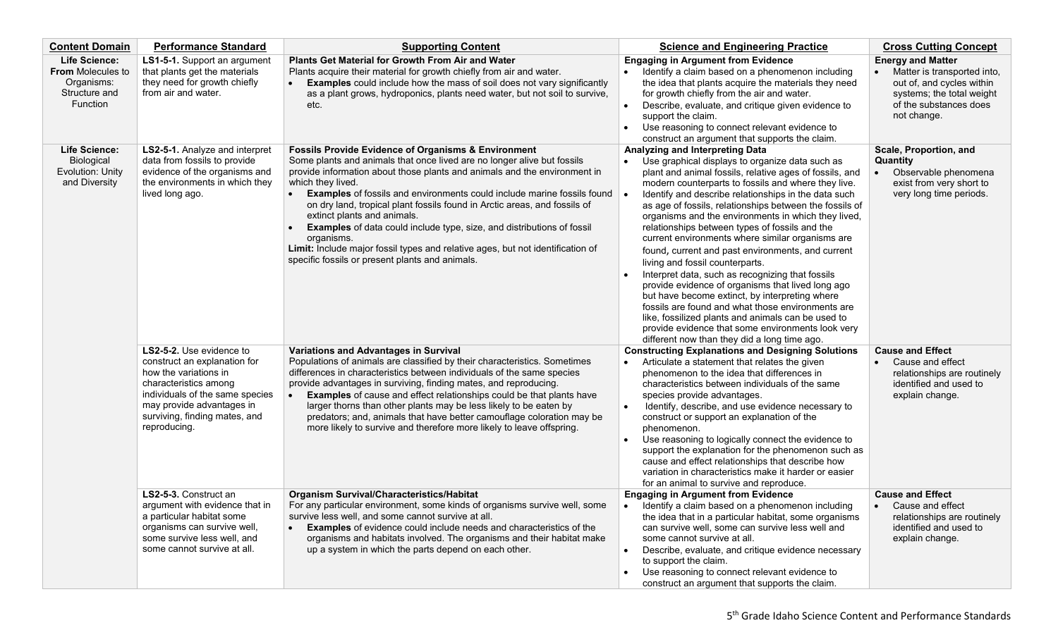| Content Domain | Performance Standard | Supporting Content | Science and Engineering Practice | Cross Cutting Concept |
|---|---|---|---|---|
| **Life Science: From** Molecules to Organisms: Structure and Function | **LS1-5-1.** Support an argument that plants get the materials they need for growth chiefly from air and water. | **Plants Get Material for Growth From Air and Water**<br>Plants acquire their material for growth chiefly from air and water.<br>• **Examples** could include how the mass of soil does not vary significantly as a plant grows, hydroponics, plants need water, but not soil to survive, etc. | **Engaging in Argument from Evidence**<br>• Identify a claim based on a phenomenon including the idea that plants acquire the materials they need for growth chiefly from the air and water.<br>• Describe, evaluate, and critique given evidence to support the claim.<br>• Use reasoning to connect relevant evidence to construct an argument that supports the claim. | **Energy and Matter**<br>• Matter is transported into, out of, and cycles within systems; the total weight of the substances does not change. |
| **Life Science:** Biological Evolution: Unity and Diversity | **LS2-5-1.** Analyze and interpret data from fossils to provide evidence of the organisms and the environments in which they lived long ago. | **Fossils Provide Evidence of Organisms & Environment**<br>Some plants and animals that once lived are no longer alive but fossils provide information about those plants and animals and the environment in which they lived.<br>• **Examples** of fossils and environments could include marine fossils found on dry land, tropical plant fossils found in Arctic areas, and fossils of extinct plants and animals.<br>• **Examples** of data could include type, size, and distributions of fossil organisms.<br>**Limit:** Include major fossil types and relative ages, but not identification of specific fossils or present plants and animals. | **Analyzing and Interpreting Data**<br>• Use graphical displays to organize data such as plant and animal fossils, relative ages of fossils, and modern counterparts to fossils and where they live.<br>• Identify and describe relationships in the data such as age of fossils, relationships between the fossils of organisms and the environments in which they lived, relationships between types of fossils and the current environments where similar organisms are found, current and past environments, and current living and fossil counterparts.<br>• Interpret data, such as recognizing that fossils provide evidence of organisms that lived long ago but have become extinct, by interpreting where fossils are found and what those environments are like, fossilized plants and animals can be used to provide evidence that some environments look very different now than they did a long time ago. | **Scale, Proportion, and Quantity**<br>• Observable phenomena exist from very short to very long time periods. |
| | **LS2-5-2.** Use evidence to construct an explanation for how the variations in characteristics among individuals of the same species may provide advantages in surviving, finding mates, and reproducing. | **Variations and Advantages in Survival**<br>Populations of animals are classified by their characteristics. Sometimes differences in characteristics between individuals of the same species provide advantages in surviving, finding mates, and reproducing.<br>• **Examples** of cause and effect relationships could be that plants have larger thorns than other plants may be less likely to be eaten by predators; and, animals that have better camouflage coloration may be more likely to survive and therefore more likely to leave offspring. | **Constructing Explanations and Designing Solutions**<br>• Articulate a statement that relates the given phenomenon to the idea that differences in characteristics between individuals of the same species provide advantages.<br>• Identify, describe, and use evidence necessary to construct or support an explanation of the phenomenon.<br>• Use reasoning to logically connect the evidence to support the explanation for the phenomenon such as cause and effect relationships that describe how variation in characteristics make it harder or easier for an animal to survive and reproduce. | **Cause and Effect**<br>• Cause and effect relationships are routinely identified and used to explain change. |
| | **LS2-5-3.** Construct an argument with evidence that in a particular habitat some organisms can survive well, some survive less well, and some cannot survive at all. | **Organism Survival/Characteristics/Habitat**<br>For any particular environment, some kinds of organisms survive well, some survive less well, and some cannot survive at all.<br>• **Examples** of evidence could include needs and characteristics of the organisms and habitats involved. The organisms and their habitat make up a system in which the parts depend on each other. | **Engaging in Argument from Evidence**<br>• Identify a claim based on a phenomenon including the idea that in a particular habitat, some organisms can survive well, some can survive less well and some cannot survive at all.<br>• Describe, evaluate, and critique evidence necessary to support the claim.<br>• Use reasoning to connect relevant evidence to construct an argument that supports the claim. | **Cause and Effect**<br>• Cause and effect relationships are routinely identified and used to explain change. |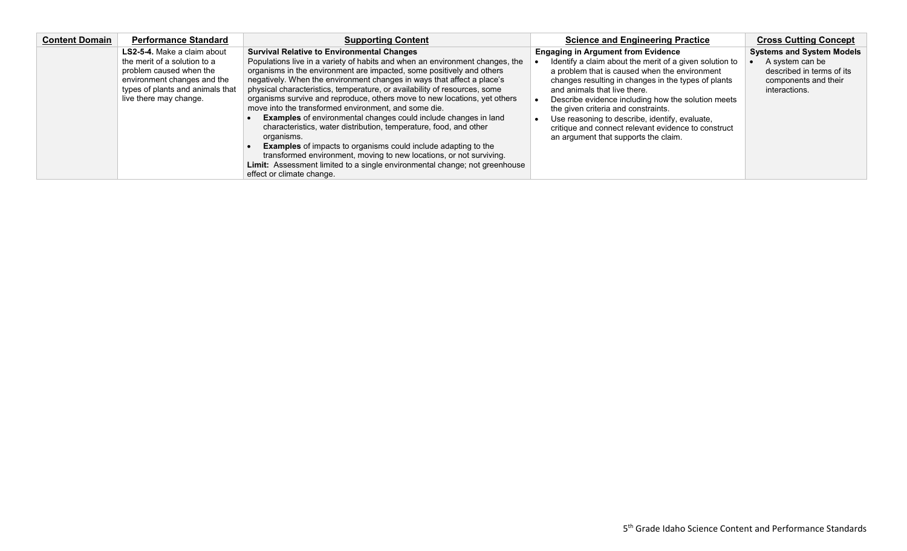| Content Domain | Performance Standard | Supporting Content | Science and Engineering Practice | Cross Cutting Concept |
| --- | --- | --- | --- | --- |
| | **LS2-5-4.** Make a claim about the merit of a solution to a problem caused when the environment changes and the types of plants and animals that live there may change. | **Survival Relative to Environmental Changes**<br>Populations live in a variety of habits and when an environment changes, the organisms in the environment are impacted, some positively and others negatively. When the environment changes in ways that affect a place's physical characteristics, temperature, or availability of resources, some organisms survive and reproduce, others move to new locations, yet others move into the transformed environment, and some die.<br>• **Examples** of environmental changes could include changes in land characteristics, water distribution, temperature, food, and other organisms.<br>• **Examples** of impacts to organisms could include adapting to the transformed environment, moving to new locations, or not surviving.<br>**Limit:** Assessment limited to a single environmental change; not greenhouse effect or climate change. | **Engaging in Argument from Evidence**<br>• Identify a claim about the merit of a given solution to a problem that is caused when the environment changes resulting in changes in the types of plants and animals that live there.<br>• Describe evidence including how the solution meets the given criteria and constraints.<br>• Use reasoning to describe, identify, evaluate, critique and connect relevant evidence to construct an argument that supports the claim. | **Systems and System Models**<br>• A system can be described in terms of its components and their interactions. |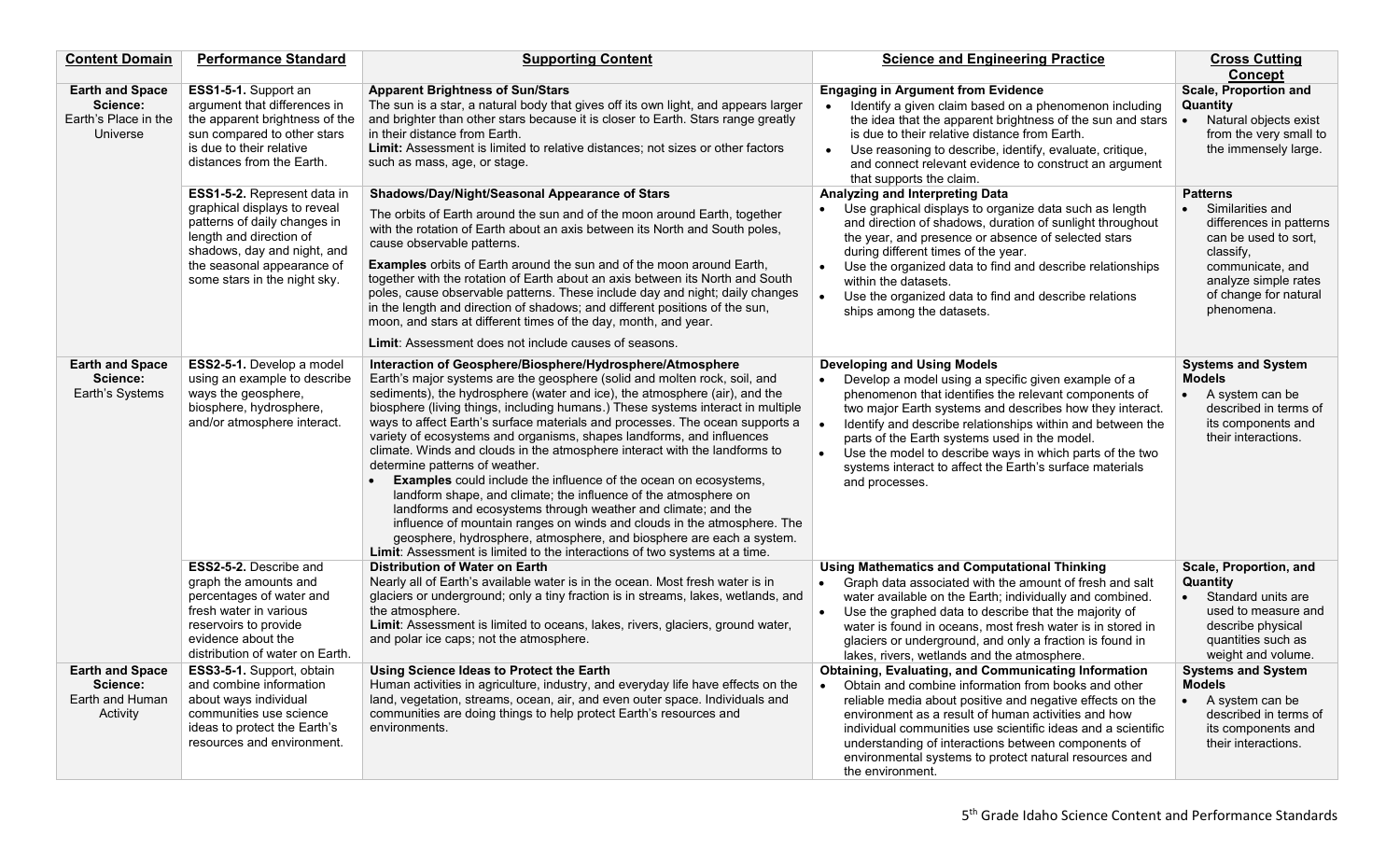| Content Domain | Performance Standard | Supporting Content | Science and Engineering Practice | Cross Cutting Concept |
|---|---|---|---|---|
| **Earth and Space Science:** Earth's Place in the Universe | **ESS1-5-1.** Support an argument that differences in the apparent brightness of the sun compared to other stars is due to their relative distances from the Earth. | **Apparent Brightness of Sun/Stars**<br>The sun is a star, a natural body that gives off its own light, and appears larger and brighter than other stars because it is closer to Earth. Stars range greatly in their distance from Earth.<br>**Limit:** Assessment is limited to relative distances; not sizes or other factors such as mass, age, or stage. | **Engaging in Argument from Evidence**<br>• Identify a given claim based on a phenomenon including the idea that the apparent brightness of the sun and stars is due to their relative distance from Earth.<br>• Use reasoning to describe, identify, evaluate, critique, and connect relevant evidence to construct an argument that supports the claim. | **Scale, Proportion and Quantity**<br>• Natural objects exist from the very small to the immensely large. |
| | **ESS1-5-2.** Represent data in graphical displays to reveal patterns of daily changes in length and direction of shadows, day and night, and the seasonal appearance of some stars in the night sky. | **Shadows/Day/Night/Seasonal Appearance of Stars**<br>The orbits of Earth around the sun and of the moon around Earth, together with the rotation of Earth about an axis between its North and South poles, cause observable patterns.<br>**Examples** orbits of Earth around the sun and of the moon around Earth, together with the rotation of Earth about an axis between its North and South poles, cause observable patterns. These include day and night; daily changes in the length and direction of shadows; and different positions of the sun, moon, and stars at different times of the day, month, and year.<br>**Limit**: Assessment does not include causes of seasons. | **Analyzing and Interpreting Data**<br>• Use graphical displays to organize data such as length and direction of shadows, duration of sunlight throughout the year, and presence or absence of selected stars during different times of the year.<br>• Use the organized data to find and describe relationships within the datasets.<br>• Use the organized data to find and describe relations ships among the datasets. | **Patterns**<br>• Similarities and differences in patterns can be used to sort, classify, communicate, and analyze simple rates of change for natural phenomena. |
| **Earth and Space Science:** Earth's Systems | **ESS2-5-1.** Develop a model using an example to describe ways the geosphere, biosphere, hydrosphere, and/or atmosphere interact. | **Interaction of Geosphere/Biosphere/Hydrosphere/Atmosphere**<br>Earth's major systems are the geosphere (solid and molten rock, soil, and sediments), the hydrosphere (water and ice), the atmosphere (air), and the biosphere (living things, including humans.) These systems interact in multiple ways to affect Earth's surface materials and processes. The ocean supports a variety of ecosystems and organisms, shapes landforms, and influences climate. Winds and clouds in the atmosphere interact with the landforms to determine patterns of weather.<br>• **Examples** could include the influence of the ocean on ecosystems, landform shape, and climate; the influence of the atmosphere on landforms and ecosystems through weather and climate; and the influence of mountain ranges on winds and clouds in the atmosphere. The geosphere, hydrosphere, atmosphere, and biosphere are each a system.<br>**Limit**: Assessment is limited to the interactions of two systems at a time. | **Developing and Using Models**<br>• Develop a model using a specific given example of a phenomenon that identifies the relevant components of two major Earth systems and describes how they interact.<br>• Identify and describe relationships within and between the parts of the Earth systems used in the model.<br>• Use the model to describe ways in which parts of the two systems interact to affect the Earth's surface materials and processes. | **Systems and System Models**<br>• A system can be described in terms of its components and their interactions. |
| | **ESS2-5-2.** Describe and graph the amounts and percentages of water and fresh water in various reservoirs to provide evidence about the distribution of water on Earth. | **Distribution of Water on Earth**<br>Nearly all of Earth's available water is in the ocean. Most fresh water is in glaciers or underground; only a tiny fraction is in streams, lakes, wetlands, and the atmosphere.<br>**Limit**: Assessment is limited to oceans, lakes, rivers, glaciers, ground water, and polar ice caps; not the atmosphere. | **Using Mathematics and Computational Thinking**<br>• Graph data associated with the amount of fresh and salt water available on the Earth; individually and combined.<br>• Use the graphed data to describe that the majority of water is found in oceans, most fresh water is in stored in glaciers or underground, and only a fraction is found in lakes, rivers, wetlands and the atmosphere. | **Scale, Proportion, and Quantity**<br>• Standard units are used to measure and describe physical quantities such as weight and volume. |
| **Earth and Space Science:** Earth and Human Activity | **ESS3-5-1.** Support, obtain and combine information about ways individual communities use science ideas to protect the Earth's resources and environment. | **Using Science Ideas to Protect the Earth**<br>Human activities in agriculture, industry, and everyday life have effects on the land, vegetation, streams, ocean, air, and even outer space. Individuals and communities are doing things to help protect Earth's resources and environments. | **Obtaining, Evaluating, and Communicating Information**<br>• Obtain and combine information from books and other reliable media about positive and negative effects on the environment as a result of human activities and how individual communities use scientific ideas and a scientific understanding of interactions between components of environmental systems to protect natural resources and the environment. | **Systems and System Models**<br>• A system can be described in terms of its components and their interactions. |